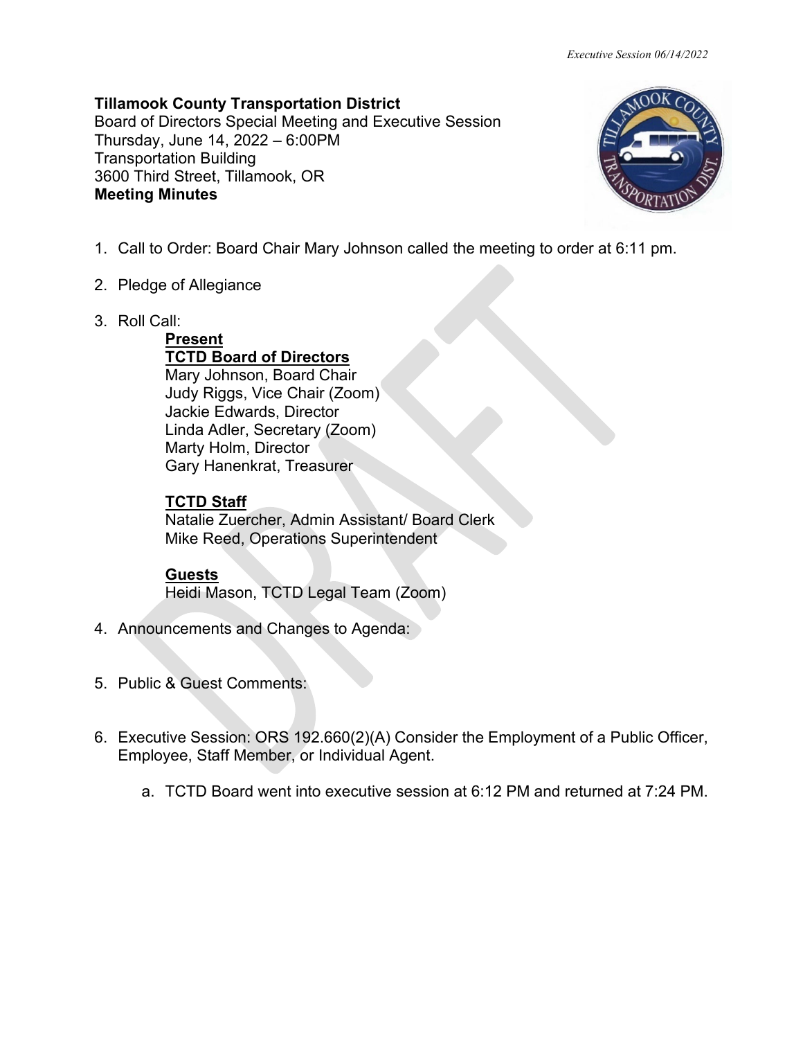**Tillamook County Transportation District**
Board of Directors Special Meeting and Executive Session
Thursday, June 14, 2022 – 6:00PM
Transportation Building
3600 Third Street, Tillamook, OR
**Meeting Minutes**

1. Call to Order: Board Chair Mary Johnson called the meeting to order at 6:11 pm.

2. Pledge of Allegiance

3. Roll Call:

   **Present**

   **TCTD Board of Directors**
   Mary Johnson, Board Chair
   Judy Riggs, Vice Chair (Zoom)
   Jackie Edwards, Director
   Linda Adler, Secretary (Zoom)
   Marty Holm, Director
   Gary Hanenkrat, Treasurer

   **TCTD Staff**
   Natalie Zuercher, Admin Assistant/ Board Clerk
   Mike Reed, Operations Superintendent

   **Guests**
   Heidi Mason, TCTD Legal Team (Zoom)

4. Announcements and Changes to Agenda:

5. Public & Guest Comments:

6. Executive Session: ORS 192.660(2)(A) Consider the Employment of a Public Officer, Employee, Staff Member, or Individual Agent.

   a. TCTD Board went into executive session at 6:12 PM and returned at 7:24 PM.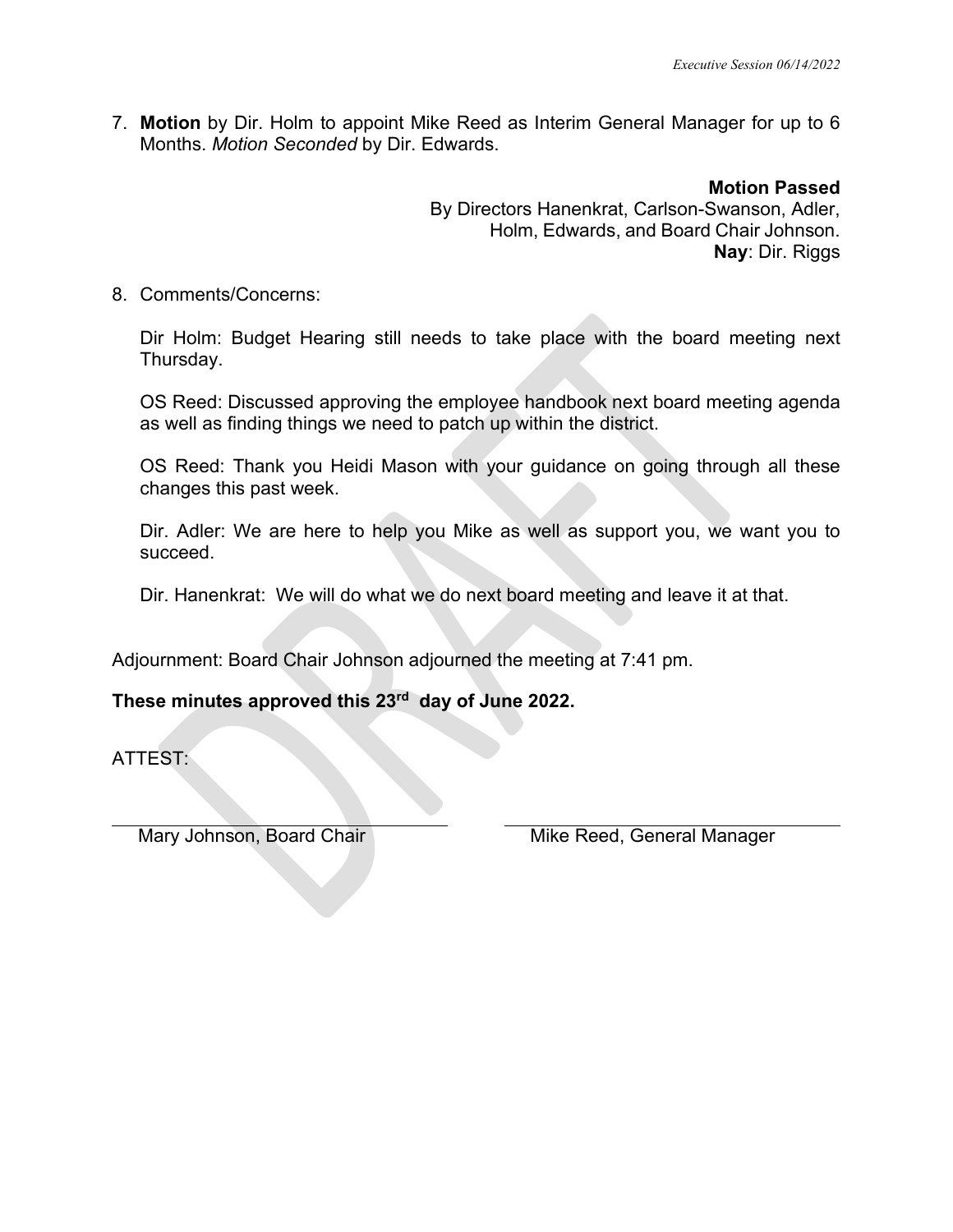7. **Motion** by Dir. Holm to appoint Mike Reed as Interim General Manager for up to 6 Months. *Motion Seconded* by Dir. Edwards.

   **Motion Passed**
   By Directors Hanenkrat, Carlson-Swanson, Adler, Holm, Edwards, and Board Chair Johnson.
   **Nay**: Dir. Riggs

8. Comments/Concerns:

   Dir Holm: Budget Hearing still needs to take place with the board meeting next Thursday.

   OS Reed: Discussed approving the employee handbook next board meeting agenda as well as finding things we need to patch up within the district.

   OS Reed: Thank you Heidi Mason with your guidance on going through all these changes this past week.

   Dir. Adler: We are here to help you Mike as well as support you, we want you to succeed.

   Dir. Hanenkrat: We will do what we do next board meeting and leave it at that.

Adjournment: Board Chair Johnson adjourned the meeting at 7:41 pm.

**These minutes approved this 23rd day of June 2022.**

ATTEST:

Mary Johnson, Board Chair

Mike Reed, General Manager